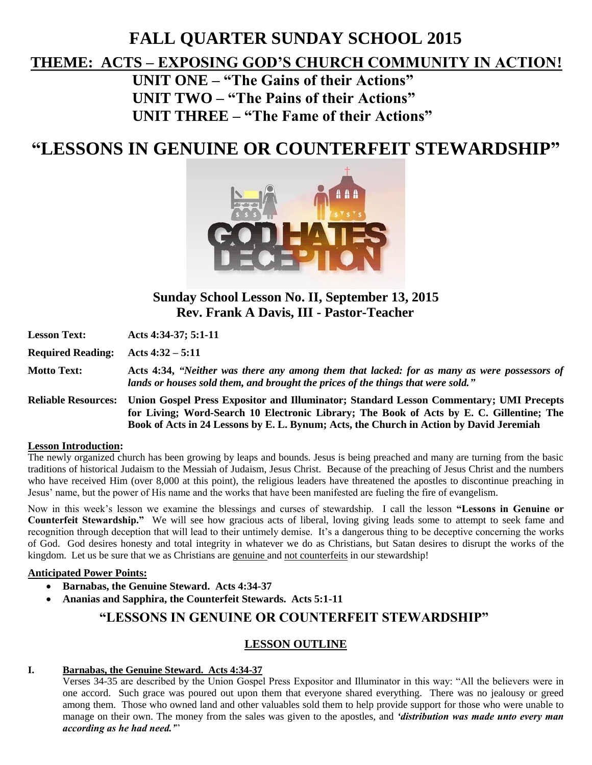# FALL QUARTER SUNDAY SCHOOL 2015

## THEME: ACTS – EXPOSING GOD'S CHURCH COMMUNITY IN ACTION!

**UNIT ONE – "The Gains of their Actions"**
**UNIT TWO – "The Pains of their Actions"**
**UNIT THREE – "The Fame of their Actions"**

# "LESSONS IN GENUINE OR COUNTERFEIT STEWARDSHIP"

**Sunday School Lesson No. II, September 13, 2015**
**Rev. Frank A Davis, III - Pastor-Teacher**

**Lesson Text:** **Acts 4:34-37; 5:1-11**

**Required Reading:** **Acts 4:32 – 5:11**

**Motto Text:** **Acts 4:34, *"Neither was there any among them that lacked: for as many as were possessors of lands or houses sold them, and brought the prices of the things that were sold."***

**Reliable Resources:** **Union Gospel Press Expositor and Illuminator; Standard Lesson Commentary; UMI Precepts for Living; Word-Search 10 Electronic Library; The Book of Acts by E. C. Gillentine; The Book of Acts in 24 Lessons by E. L. Bynum; Acts, the Church in Action by David Jeremiah**

**Lesson Introduction:**

The newly organized church has been growing by leaps and bounds. Jesus is being preached and many are turning from the basic traditions of historical Judaism to the Messiah of Judaism, Jesus Christ. Because of the preaching of Jesus Christ and the numbers who have received Him (over 8,000 at this point), the religious leaders have threatened the apostles to discontinue preaching in Jesus' name, but the power of His name and the works that have been manifested are fueling the fire of evangelism.

Now in this week's lesson we examine the blessings and curses of stewardship. I call the lesson **"Lessons in Genuine or Counterfeit Stewardship."** We will see how gracious acts of liberal, loving giving leads some to attempt to seek fame and recognition through deception that will lead to their untimely demise. It's a dangerous thing to be deceptive concerning the works of God. God desires honesty and total integrity in whatever we do as Christians, but Satan desires to disrupt the works of the kingdom. Let us be sure that we as Christians are genuine and not counterfeits in our stewardship!

**Anticipated Power Points:**

- **Barnabas, the Genuine Steward. Acts 4:34-37**
- **Ananias and Sapphira, the Counterfeit Stewards. Acts 5:1-11**

## "LESSONS IN GENUINE OR COUNTERFEIT STEWARDSHIP"

### LESSON OUTLINE

**I. Barnabas, the Genuine Steward. Acts 4:34-37**

Verses 34-35 are described by the Union Gospel Press Expositor and Illuminator in this way: "All the believers were in one accord. Such grace was poured out upon them that everyone shared everything. There was no jealousy or greed among them. Those who owned land and other valuables sold them to help provide support for those who were unable to manage on their own. The money from the sales was given to the apostles, and ***'distribution was made unto every man according as he had need.'***"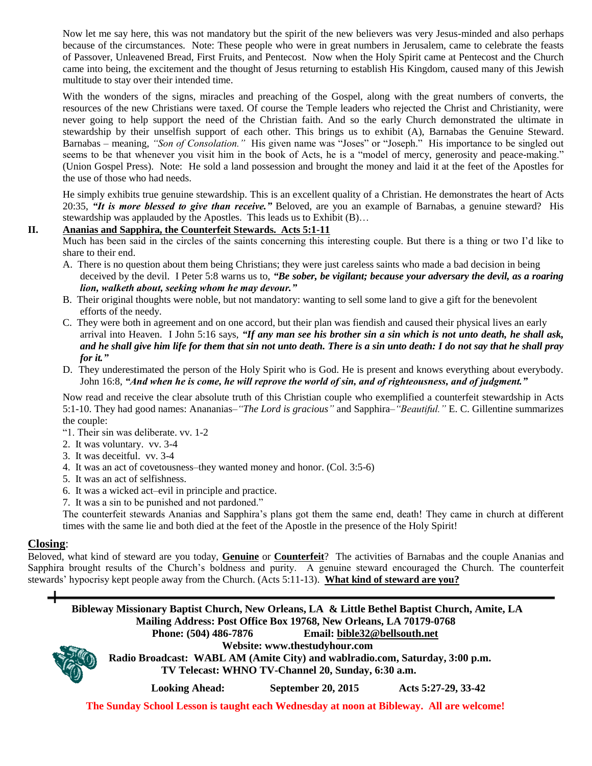Now let me say here, this was not mandatory but the spirit of the new believers was very Jesus-minded and also perhaps because of the circumstances. Note: These people who were in great numbers in Jerusalem, came to celebrate the feasts of Passover, Unleavened Bread, First Fruits, and Pentecost. Now when the Holy Spirit came at Pentecost and the Church came into being, the excitement and the thought of Jesus returning to establish His Kingdom, caused many of this Jewish multitude to stay over their intended time.

With the wonders of the signs, miracles and preaching of the Gospel, along with the great numbers of converts, the resources of the new Christians were taxed. Of course the Temple leaders who rejected the Christ and Christianity, were never going to help support the need of the Christian faith. And so the early Church demonstrated the ultimate in stewardship by their unselfish support of each other. This brings us to exhibit (A), Barnabas the Genuine Steward. Barnabas – meaning, *"Son of Consolation."* His given name was "Joses" or "Joseph." His importance to be singled out seems to be that whenever you visit him in the book of Acts, he is a "model of mercy, generosity and peace-making." (Union Gospel Press). Note: He sold a land possession and brought the money and laid it at the feet of the Apostles for the use of those who had needs.

He simply exhibits true genuine stewardship. This is an excellent quality of a Christian. He demonstrates the heart of Acts 20:35, ***"It is more blessed to give than receive."*** Beloved, are you an example of Barnabas, a genuine steward? His stewardship was applauded by the Apostles. This leads us to Exhibit (B)…

## II. Ananias and Sapphira, the Counterfeit Stewards. Acts 5:1-11

Much has been said in the circles of the saints concerning this interesting couple. But there is a thing or two I'd like to share to their end.

A. There is no question about them being Christians; they were just careless saints who made a bad decision in being deceived by the devil. I Peter 5:8 warns us to, ***"Be sober, be vigilant; because your adversary the devil, as a roaring lion, walketh about, seeking whom he may devour."***

B. Their original thoughts were noble, but not mandatory: wanting to sell some land to give a gift for the benevolent efforts of the needy.

C. They were both in agreement and on one accord, but their plan was fiendish and caused their physical lives an early arrival into Heaven. I John 5:16 says, ***"If any man see his brother sin a sin which is not unto death, he shall ask, and he shall give him life for them that sin not unto death. There is a sin unto death: I do not say that he shall pray for it."***

D. They underestimated the person of the Holy Spirit who is God. He is present and knows everything about everybody. John 16:8, ***"And when he is come, he will reprove the world of sin, and of righteousness, and of judgment."***

Now read and receive the clear absolute truth of this Christian couple who exemplified a counterfeit stewardship in Acts 5:1-10. They had good names: Ananania*s–"The Lord is gracious"* and Sapphira*–"Beautiful."* E. C. Gillentine summarizes the couple:

"1. Their sin was deliberate. vv. 1-2
2. It was voluntary. vv. 3-4
3. It was deceitful. vv. 3-4
4. It was an act of covetousness–they wanted money and honor. (Col. 3:5-6)
5. It was an act of selfishness.
6. It was a wicked act–evil in principle and practice.
7. It was a sin to be punished and not pardoned."

The counterfeit stewards Ananias and Sapphira's plans got them the same end, death! They came in church at different times with the same lie and both died at the feet of the Apostle in the presence of the Holy Spirit!

## Closing:

Beloved, what kind of steward are you today, **Genuine** or **Counterfeit**? The activities of Barnabas and the couple Ananias and Sapphira brought results of the Church's boldness and purity. A genuine steward encouraged the Church. The counterfeit stewards' hypocrisy kept people away from the Church. (Acts 5:11-13). **What kind of steward are you?**

---

**Bibleway Missionary Baptist Church, New Orleans, LA & Little Bethel Baptist Church, Amite, LA**
**Mailing Address: Post Office Box 19768, New Orleans, LA 70179-0768**
**Phone: (504) 486-7876 Email: bible32@bellsouth.net**
**Website: www.thestudyhour.com**
**Radio Broadcast: WABL AM (Amite City) and wablradio.com, Saturday, 3:00 p.m.**
**TV Telecast: WHNO TV-Channel 20, Sunday, 6:30 a.m.**

**Looking Ahead: September 20, 2015 Acts 5:27-29, 33-42**

**The Sunday School Lesson is taught each Wednesday at noon at Bibleway. All are welcome!**